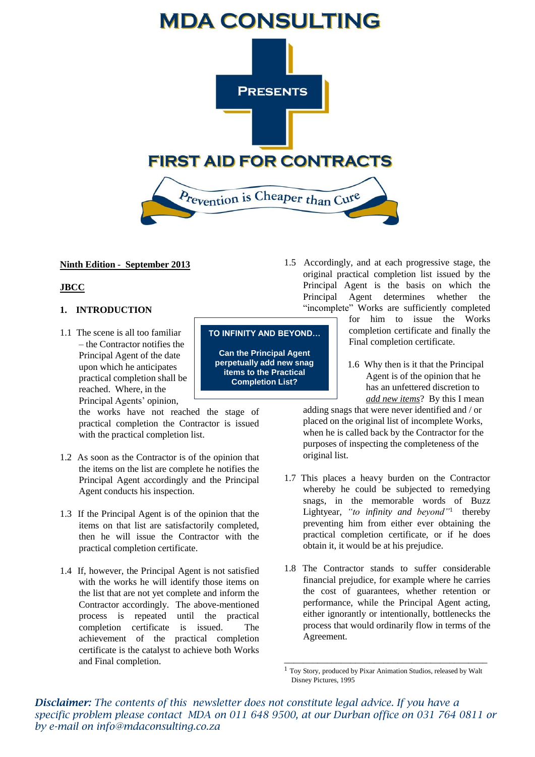# MDA CONSULTING

## PRESENTS

# FIRST AID FOR CONTRACTS

*Prevention is Cheaper than Cure*

**Ninth Edition - September 2013**

**JBCC**

## 1. INTRODUCTION

> **TO INFINITY AND BEYOND…**
>
> **Can the Principal Agent perpetually add new snag items to the Practical Completion List?**

1.1 The scene is all too familiar – the Contractor notifies the Principal Agent of the date upon which he anticipates practical completion shall be reached. Where, in the Principal Agents' opinion, the works have not reached the stage of practical completion the Contractor is issued with the practical completion list.

1.2 As soon as the Contractor is of the opinion that the items on the list are complete he notifies the Principal Agent accordingly and the Principal Agent conducts his inspection.

1.3 If the Principal Agent is of the opinion that the items on that list are satisfactorily completed, then he will issue the Contractor with the practical completion certificate.

1.4 If, however, the Principal Agent is not satisfied with the works he will identify those items on the list that are not yet complete and inform the Contractor accordingly. The above-mentioned process is repeated until the practical completion certificate is issued. The achievement of the practical completion certificate is the catalyst to achieve both Works and Final completion.

1.5 Accordingly, and at each progressive stage, the original practical completion list issued by the Principal Agent is the basis on which the Principal Agent determines whether the "incomplete" Works are sufficiently completed for him to issue the Works completion certificate and finally the Final completion certificate.

1.6 Why then is it that the Principal Agent is of the opinion that he has an unfettered discretion to ***add new items***? By this I mean adding snags that were never identified and / or placed on the original list of incomplete Works, when he is called back by the Contractor for the purposes of inspecting the completeness of the original list.

1.7 This places a heavy burden on the Contractor whereby he could be subjected to remedying snags, in the memorable words of Buzz Lightyear, *"to infinity and beyond"*[1] thereby preventing him from either ever obtaining the practical completion certificate, or if he does obtain it, it would be at his prejudice.

1.8 The Contractor stands to suffer considerable financial prejudice, for example where he carries the cost of guarantees, whether retention or performance, while the Principal Agent acting, either ignorantly or intentionally, bottlenecks the process that would ordinarily flow in terms of the Agreement.

---

[1] Toy Story, produced by Pixar Animation Studios, released by Walt Disney Pictures, 1995

***Disclaimer:*** *The contents of this newsletter does not constitute legal advice. If you have a specific problem please contact MDA on 011 648 9500, at our Durban office on 031 764 0811 or by e-mail on info@mdaconsulting.co.za*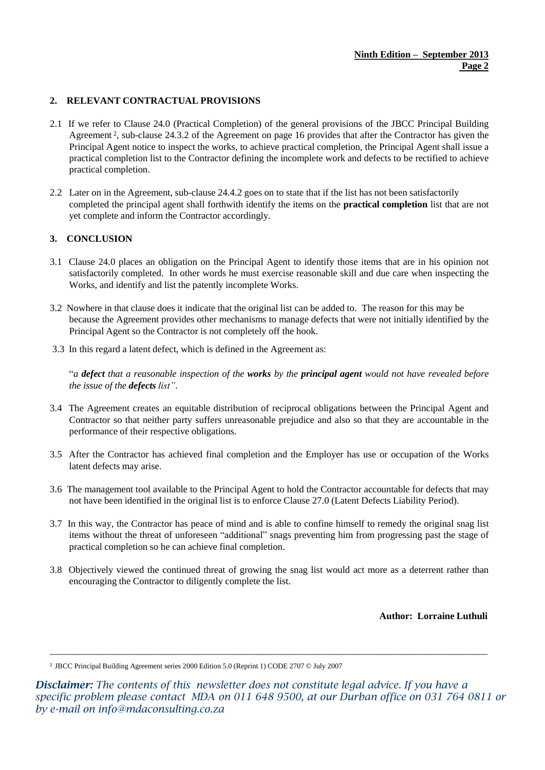## 2. RELEVANT CONTRACTUAL PROVISIONS

2.1 If we refer to Clause 24.0 (Practical Completion) of the general provisions of the JBCC Principal Building Agreement[2], sub-clause 24.3.2 of the Agreement on page 16 provides that after the Contractor has given the Principal Agent notice to inspect the works, to achieve practical completion, the Principal Agent shall issue a practical completion list to the Contractor defining the incomplete work and defects to be rectified to achieve practical completion.

2.2 Later on in the Agreement, sub-clause 24.4.2 goes on to state that if the list has not been satisfactorily completed the principal agent shall forthwith identify the items on the **practical completion** list that are not yet complete and inform the Contractor accordingly.

## 3. CONCLUSION

3.1 Clause 24.0 places an obligation on the Principal Agent to identify those items that are in his opinion not satisfactorily completed. In other words he must exercise reasonable skill and due care when inspecting the Works, and identify and list the patently incomplete Works.

3.2 Nowhere in that clause does it indicate that the original list can be added to. The reason for this may be because the Agreement provides other mechanisms to manage defects that were not initially identified by the Principal Agent so the Contractor is not completely off the hook.

3.3 In this regard a latent defect, which is defined in the Agreement as:

"*a **defect** that a reasonable inspection of the **works** by the **principal agent** would not have revealed before the issue of the **defects** list*".

3.4 The Agreement creates an equitable distribution of reciprocal obligations between the Principal Agent and Contractor so that neither party suffers unreasonable prejudice and also so that they are accountable in the performance of their respective obligations.

3.5 After the Contractor has achieved final completion and the Employer has use or occupation of the Works latent defects may arise.

3.6 The management tool available to the Principal Agent to hold the Contractor accountable for defects that may not have been identified in the original list is to enforce Clause 27.0 (Latent Defects Liability Period).

3.7 In this way, the Contractor has peace of mind and is able to confine himself to remedy the original snag list items without the threat of unforeseen "additional" snags preventing him from progressing past the stage of practical completion so he can achieve final completion.

3.8 Objectively viewed the continued threat of growing the snag list would act more as a deterrent rather than encouraging the Contractor to diligently complete the list.

**Author: Lorraine Luthuli**

---

[2] JBCC Principal Building Agreement series 2000 Edition 5.0 (Reprint 1) CODE 2707 © July 2007

***Disclaimer:*** *The contents of this newsletter does not constitute legal advice. If you have a specific problem please contact MDA on 011 648 9500, at our Durban office on 031 764 0811 or by e-mail on info@mdaconsulting.co.za*